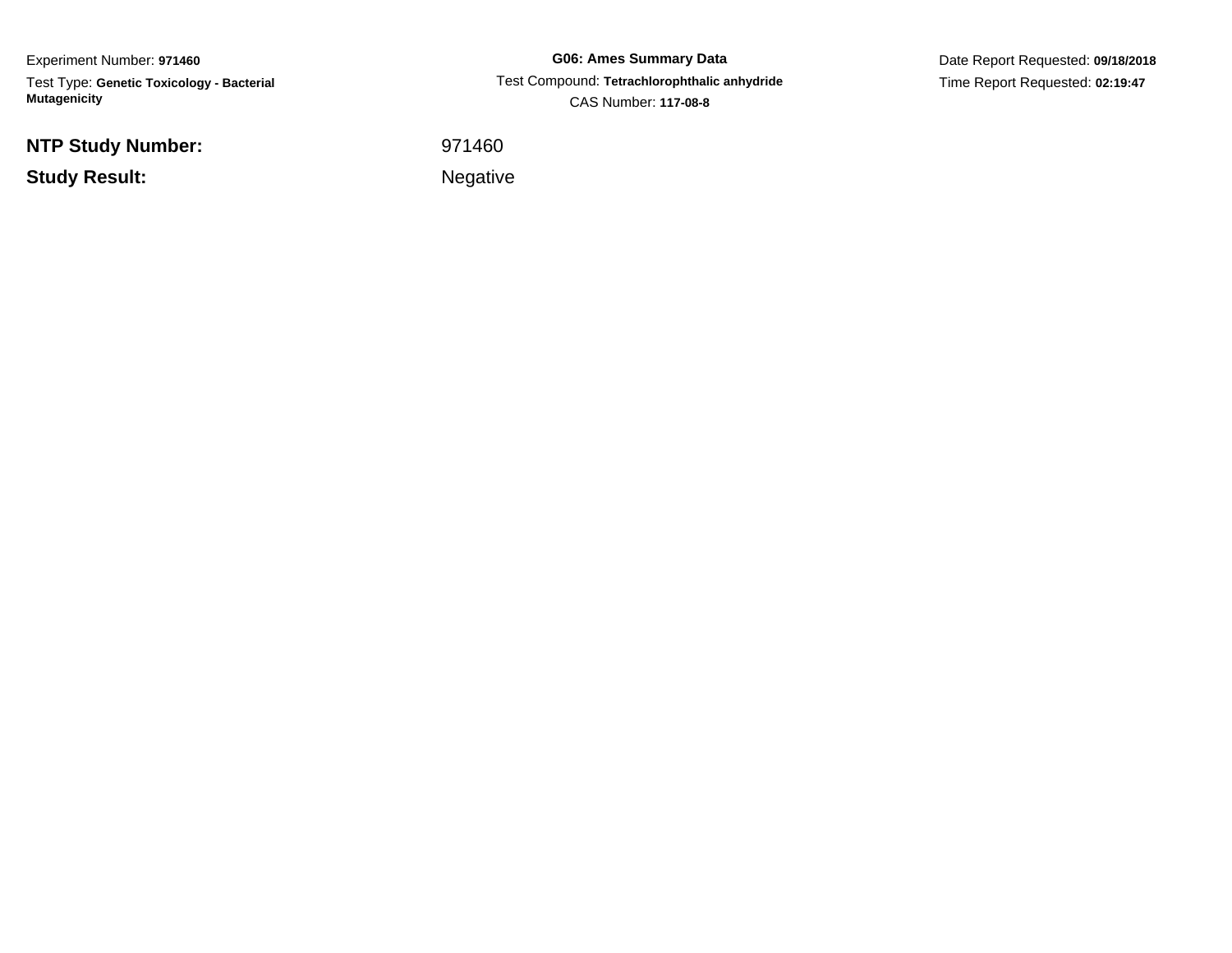Experiment Number: **971460**

Test Type: **Genetic Toxicology - Bacterial Mutagenicity**

**G06: Ames Summary Data**

Test Compound: **Tetrachlorophthalic anhydride**

CAS Number: **117-08-8**

Date Report Requested: **09/18/2018**

Time Report Requested: **02:19:47**

**NTP Study Number:** 971460

**Study Result:** Negative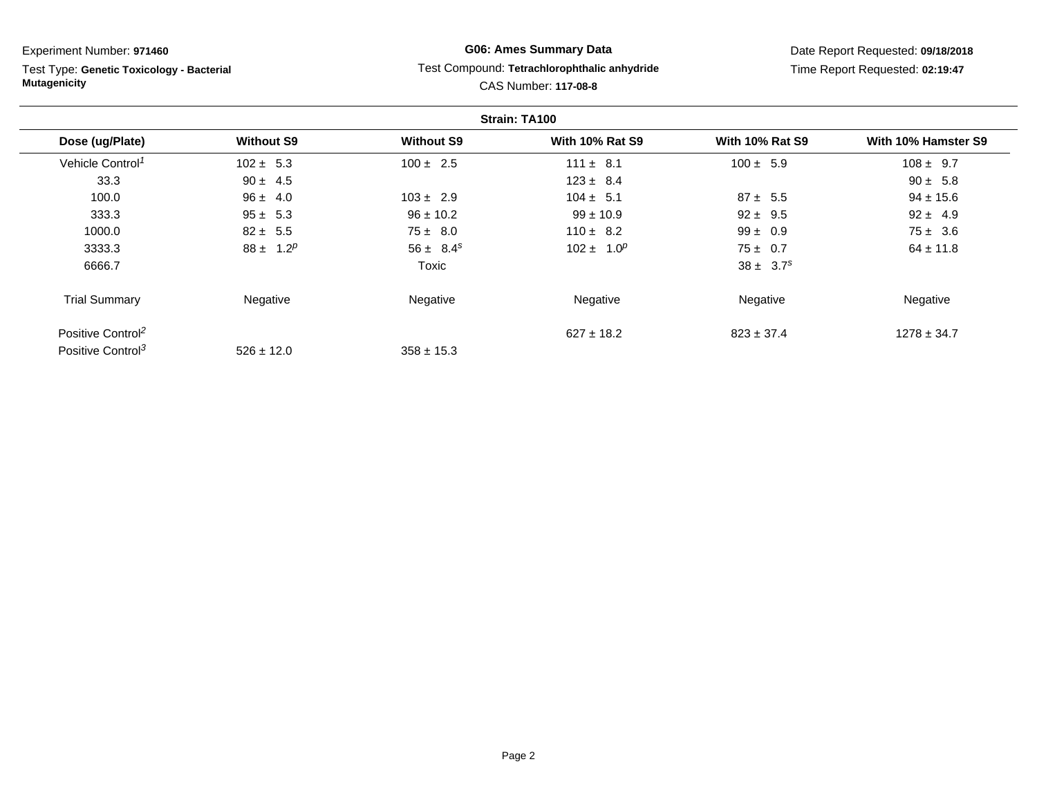Experiment Number: **971460**

Test Type: **Genetic Toxicology - Bacterial Mutagenicity**

**G06: Ames Summary Data**

Test Compound: **Tetrachlorophthalic anhydride**

CAS Number: **117-08-8**

Date Report Requested: **09/18/2018**

Time Report Requested: **02:19:47**

**Strain: TA100**

| Dose (ug/Plate) | Without S9 | Without S9 | With 10% Rat S9 | With 10% Rat S9 | With 10% Hamster S9 |
|---|---|---|---|---|---|
| Vehicle Control[1] | 102 ± 5.3 | 100 ± 2.5 | 111 ± 8.1 | 100 ± 5.9 | 108 ± 9.7 |
| 33.3 | 90 ± 4.5 | | 123 ± 8.4 | | 90 ± 5.8 |
| 100.0 | 96 ± 4.0 | 103 ± 2.9 | 104 ± 5.1 | 87 ± 5.5 | 94 ± 15.6 |
| 333.3 | 95 ± 5.3 | 96 ± 10.2 | 99 ± 10.9 | 92 ± 9.5 | 92 ± 4.9 |
| 1000.0 | 82 ± 5.5 | 75 ± 8.0 | 110 ± 8.2 | 99 ± 0.9 | 75 ± 3.6 |
| 3333.3 | 88 ± 1.2[p] | 56 ± 8.4[s] | 102 ± 1.0[p] | 75 ± 0.7 | 64 ± 11.8 |
| 6666.7 | | Toxic | | 38 ± 3.7[s] | |
| Trial Summary | Negative | Negative | Negative | Negative | Negative |
| Positive Control[2] | | | 627 ± 18.2 | 823 ± 37.4 | 1278 ± 34.7 |
| Positive Control[3] | 526 ± 12.0 | 358 ± 15.3 | | | |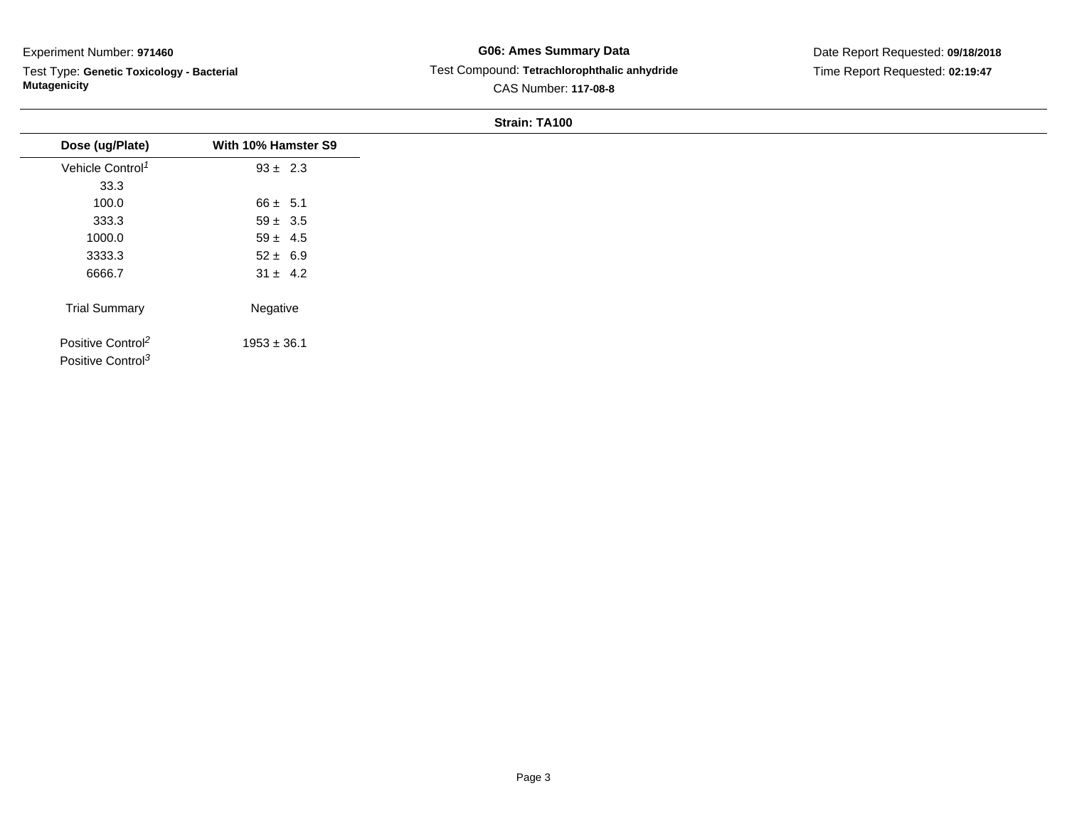Experiment Number: **971460**

Test Type: **Genetic Toxicology - Bacterial Mutagenicity**

**G06: Ames Summary Data**

Test Compound: **Tetrachlorophthalic anhydride**

CAS Number: **117-08-8**

Date Report Requested: **09/18/2018**

Time Report Requested: **02:19:47**

**Strain: TA100**

| Dose (ug/Plate) | With 10% Hamster S9 |
|---|---|
| Vehicle Control[1] | 93 ± 2.3 |
| 33.3 | |
| 100.0 | 66 ± 5.1 |
| 333.3 | 59 ± 3.5 |
| 1000.0 | 59 ± 4.5 |
| 3333.3 | 52 ± 6.9 |
| 6666.7 | 31 ± 4.2 |
| Trial Summary | Negative |
| Positive Control[2] | 1953 ± 36.1 |
| Positive Control[3] | |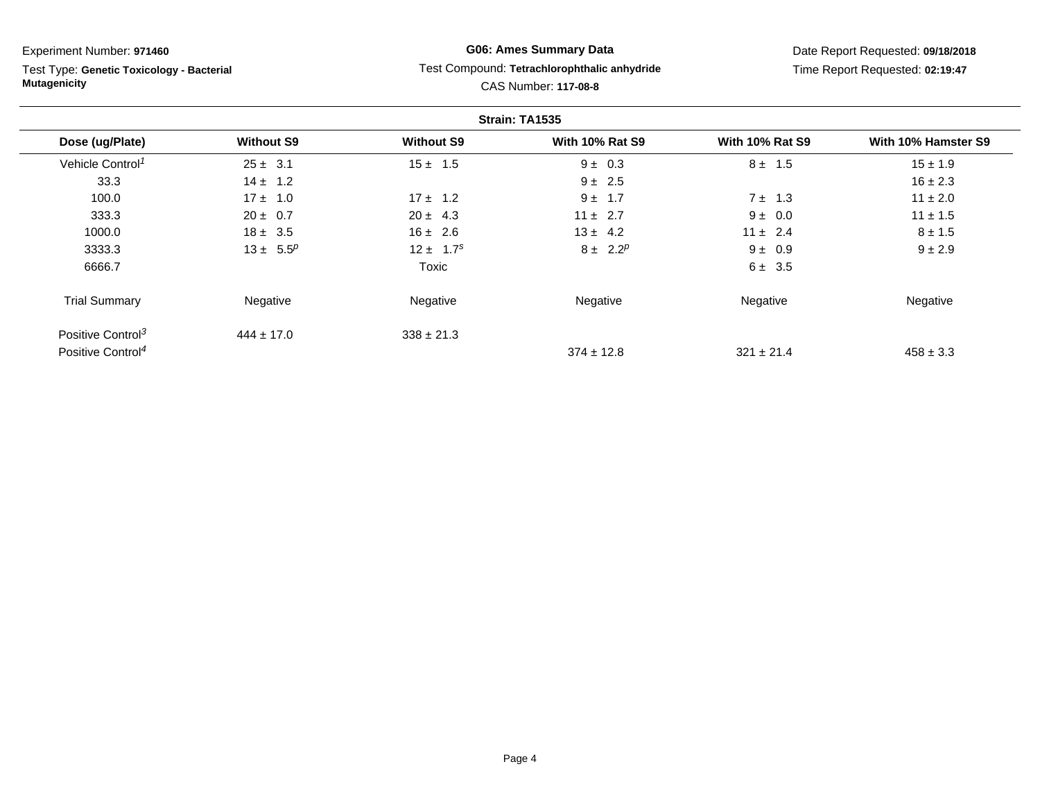Experiment Number: **971460**

Test Type: **Genetic Toxicology - Bacterial Mutagenicity**

**G06: Ames Summary Data**

Test Compound: **Tetrachlorophthalic anhydride**

CAS Number: **117-08-8**

Date Report Requested: **09/18/2018**

Time Report Requested: **02:19:47**

**Strain: TA1535**

| Dose (ug/Plate) | Without S9 | Without S9 | With 10% Rat S9 | With 10% Rat S9 | With 10% Hamster S9 |
|---|---|---|---|---|---|
| Vehicle Control[1] | 25 ± 3.1 | 15 ± 1.5 | 9 ± 0.3 | 8 ± 1.5 | 15 ± 1.9 |
| 33.3 | 14 ± 1.2 | | 9 ± 2.5 | | 16 ± 2.3 |
| 100.0 | 17 ± 1.0 | 17 ± 1.2 | 9 ± 1.7 | 7 ± 1.3 | 11 ± 2.0 |
| 333.3 | 20 ± 0.7 | 20 ± 4.3 | 11 ± 2.7 | 9 ± 0.0 | 11 ± 1.5 |
| 1000.0 | 18 ± 3.5 | 16 ± 2.6 | 13 ± 4.2 | 11 ± 2.4 | 8 ± 1.5 |
| 3333.3 | 13 ± 5.5[p] | 12 ± 1.7[s] | 8 ± 2.2[p] | 9 ± 0.9 | 9 ± 2.9 |
| 6666.7 | | Toxic | | 6 ± 3.5 | |
| Trial Summary | Negative | Negative | Negative | Negative | Negative |
| Positive Control[3] | 444 ± 17.0 | 338 ± 21.3 | | | |
| Positive Control[4] | | | 374 ± 12.8 | 321 ± 21.4 | 458 ± 3.3 |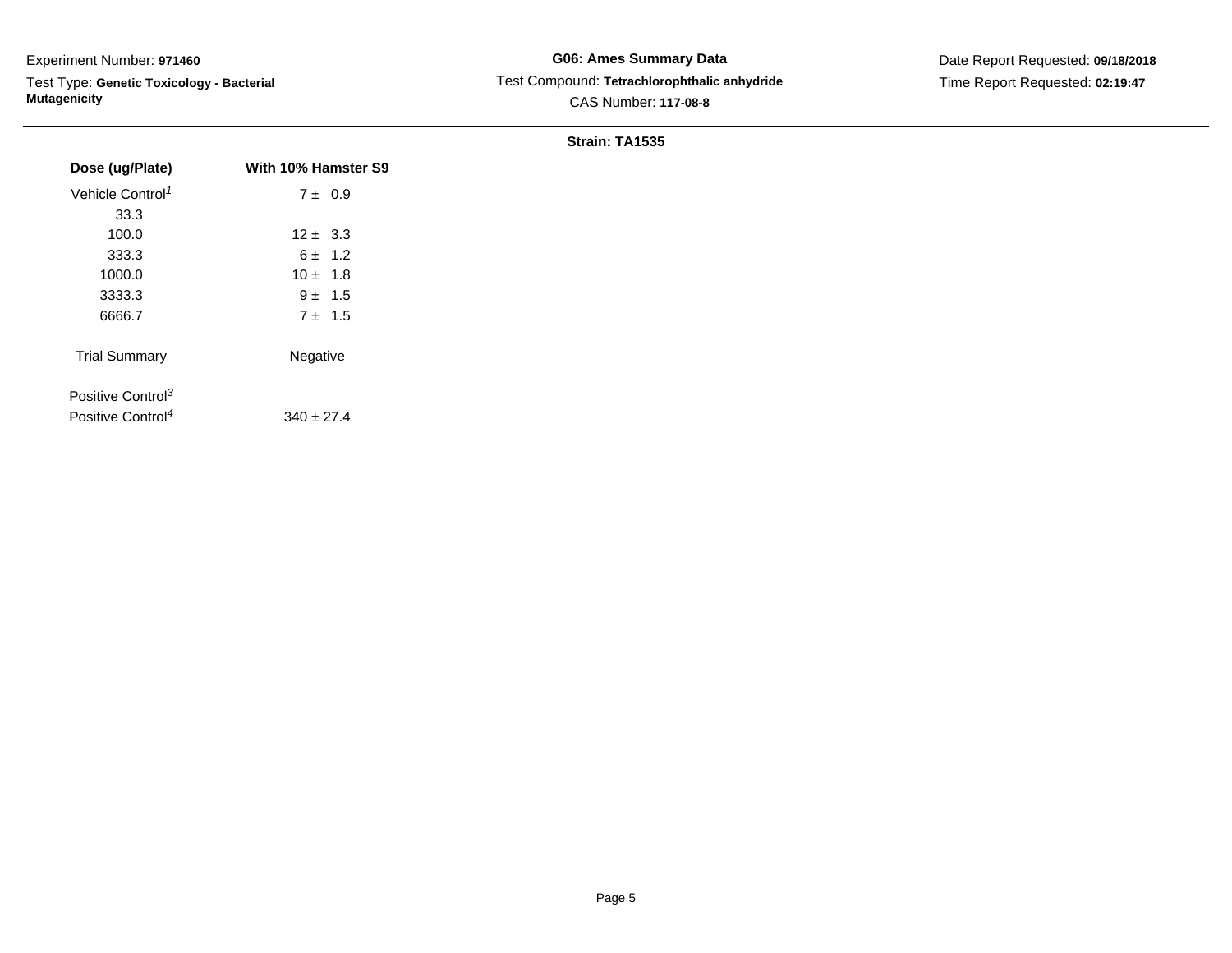Experiment Number: **971460**

Test Type: **Genetic Toxicology - Bacterial Mutagenicity**

**G06: Ames Summary Data**

Test Compound: **Tetrachlorophthalic anhydride**

CAS Number: **117-08-8**

Date Report Requested: **09/18/2018**

Time Report Requested: **02:19:47**

**Strain: TA1535**

| Dose (ug/Plate) | With 10% Hamster S9 |
|---|---|
| Vehicle Control[1] | 7 ± 0.9 |
| 33.3 | |
| 100.0 | 12 ± 3.3 |
| 333.3 | 6 ± 1.2 |
| 1000.0 | 10 ± 1.8 |
| 3333.3 | 9 ± 1.5 |
| 6666.7 | 7 ± 1.5 |
| Trial Summary | Negative |
| Positive Control[3] | |
| Positive Control[4] | 340 ± 27.4 |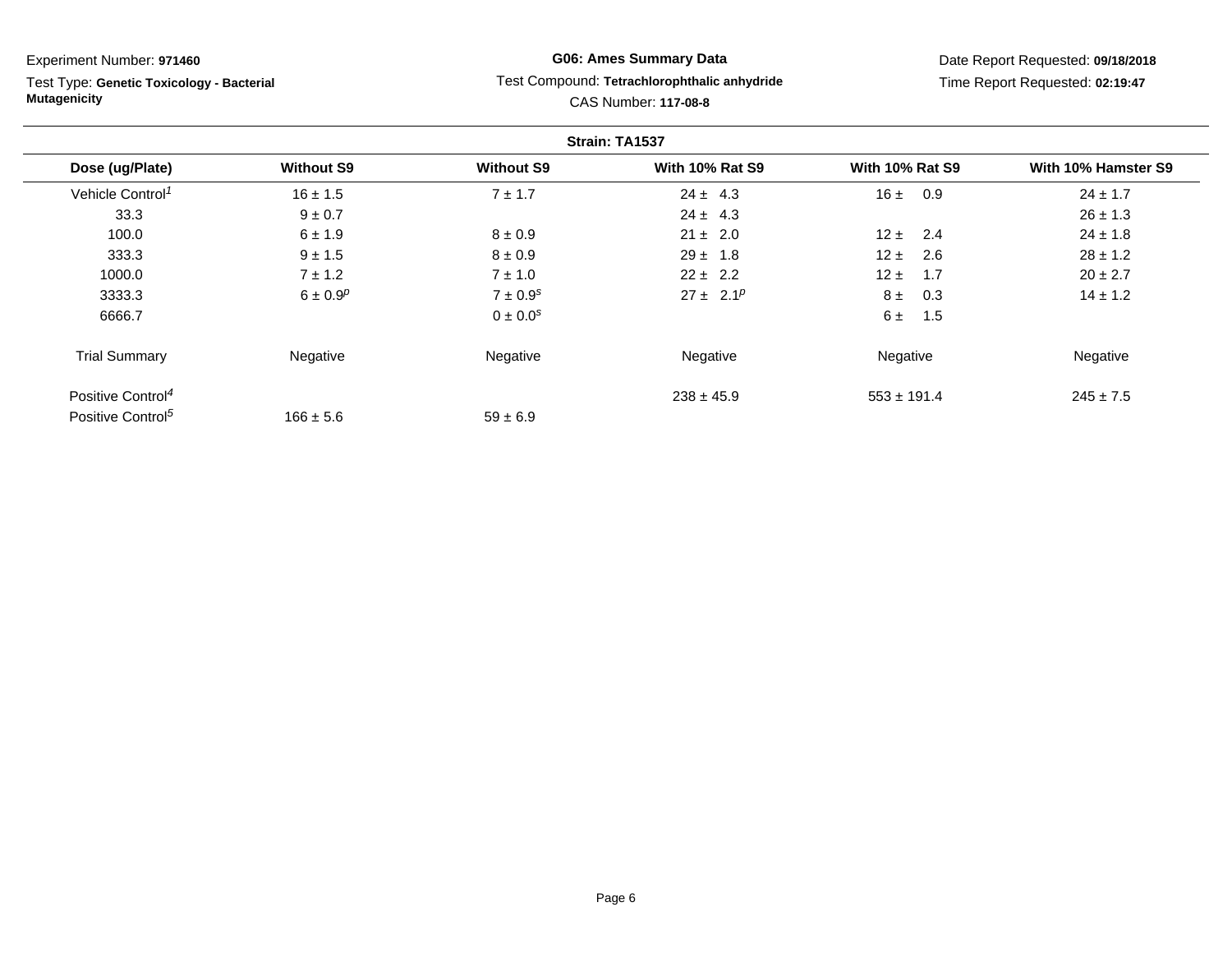Experiment Number: **971460**

Test Type: **Genetic Toxicology - Bacterial Mutagenicity**

**G06: Ames Summary Data**

Test Compound: **Tetrachlorophthalic anhydride**

CAS Number: **117-08-8**

Date Report Requested: **09/18/2018**

Time Report Requested: **02:19:47**

**Strain: TA1537**

| Dose (ug/Plate) | Without S9 | Without S9 | With 10% Rat S9 | With 10% Rat S9 | With 10% Hamster S9 |
|---|---|---|---|---|---|
| Vehicle Control[1] | 16 ± 1.5 | 7 ± 1.7 | 24 ± 4.3 | 16 ± 0.9 | 24 ± 1.7 |
| 33.3 | 9 ± 0.7 | | 24 ± 4.3 | | 26 ± 1.3 |
| 100.0 | 6 ± 1.9 | 8 ± 0.9 | 21 ± 2.0 | 12 ± 2.4 | 24 ± 1.8 |
| 333.3 | 9 ± 1.5 | 8 ± 0.9 | 29 ± 1.8 | 12 ± 2.6 | 28 ± 1.2 |
| 1000.0 | 7 ± 1.2 | 7 ± 1.0 | 22 ± 2.2 | 12 ± 1.7 | 20 ± 2.7 |
| 3333.3 | 6 ± 0.9[p] | 7 ± 0.9[s] | 27 ± 2.1[p] | 8 ± 0.3 | 14 ± 1.2 |
| 6666.7 | | 0 ± 0.0[s] | | 6 ± 1.5 | |
| Trial Summary | Negative | Negative | Negative | Negative | Negative |
| Positive Control[4] | | | 238 ± 45.9 | 553 ± 191.4 | 245 ± 7.5 |
| Positive Control[5] | 166 ± 5.6 | 59 ± 6.9 | | | |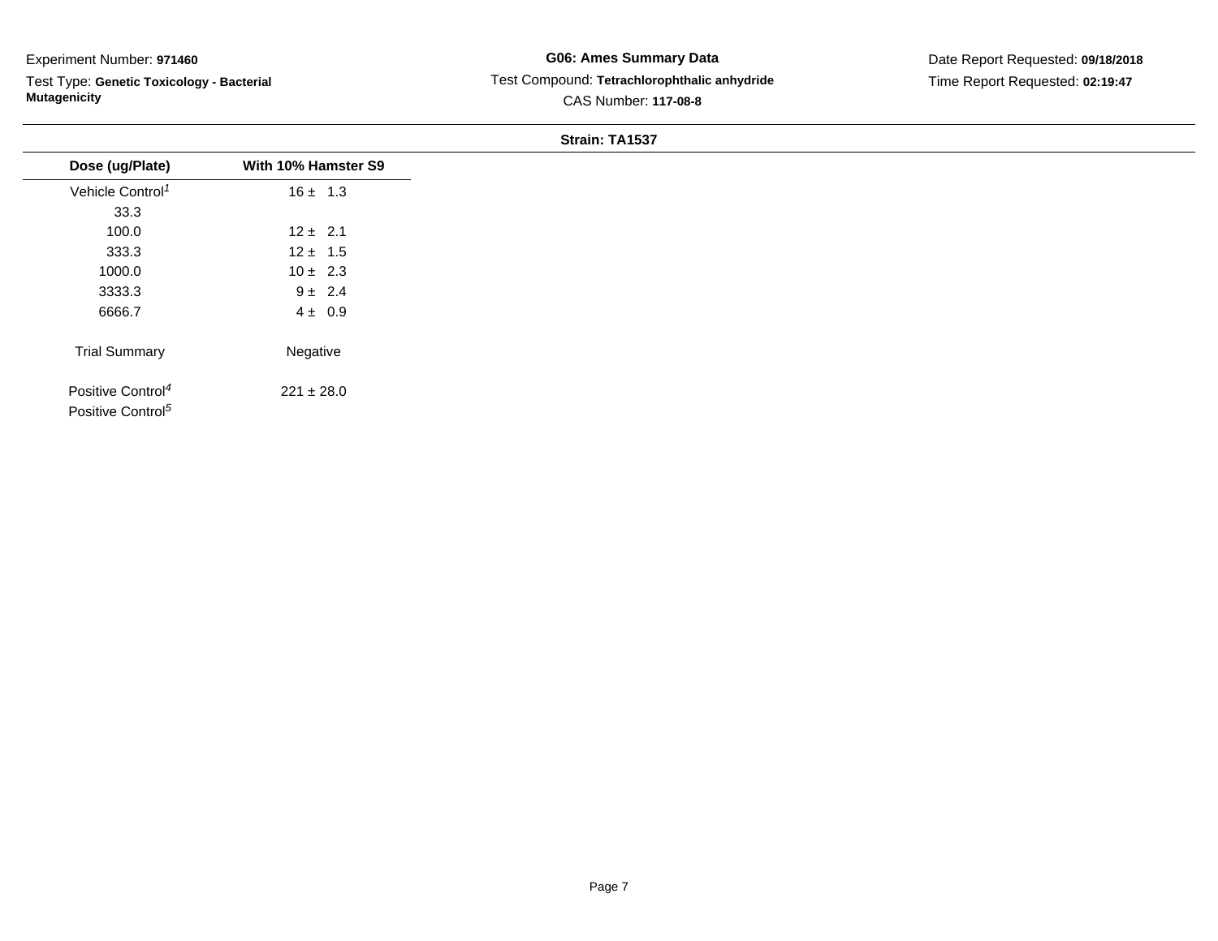Experiment Number: **971460**

Test Type: **Genetic Toxicology - Bacterial Mutagenicity**

**G06: Ames Summary Data**

Test Compound: **Tetrachlorophthalic anhydride**

CAS Number: **117-08-8**

Date Report Requested: **09/18/2018**

Time Report Requested: **02:19:47**

**Strain: TA1537**

| Dose (ug/Plate) | With 10% Hamster S9 |
| --- | --- |
| Vehicle Control[1] | 16 ± 1.3 |
| 33.3 | |
| 100.0 | 12 ± 2.1 |
| 333.3 | 12 ± 1.5 |
| 1000.0 | 10 ± 2.3 |
| 3333.3 | 9 ± 2.4 |
| 6666.7 | 4 ± 0.9 |
| Trial Summary | Negative |
| Positive Control[4] | 221 ± 28.0 |
| Positive Control[5] | |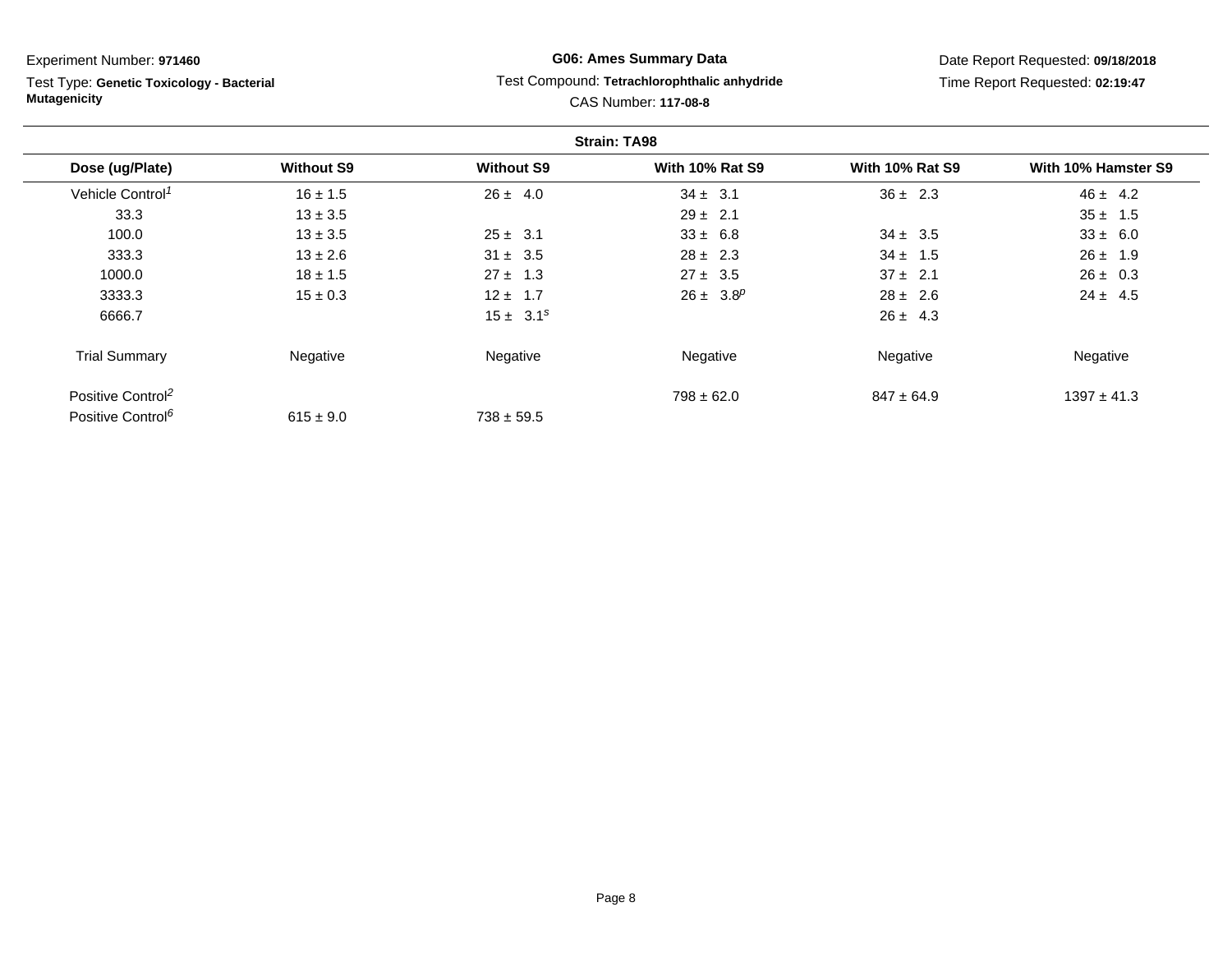Experiment Number: **971460**

Test Type: **Genetic Toxicology - Bacterial Mutagenicity**

**G06: Ames Summary Data**

Test Compound: **Tetrachlorophthalic anhydride**

CAS Number: **117-08-8**

Date Report Requested: **09/18/2018**

Time Report Requested: **02:19:47**

**Strain: TA98**

| Dose (ug/Plate) | Without S9 | Without S9 | With 10% Rat S9 | With 10% Rat S9 | With 10% Hamster S9 |
|---|---|---|---|---|---|
| Vehicle Control[1] | 16 ± 1.5 | 26 ± 4.0 | 34 ± 3.1 | 36 ± 2.3 | 46 ± 4.2 |
| 33.3 | 13 ± 3.5 | | 29 ± 2.1 | | 35 ± 1.5 |
| 100.0 | 13 ± 3.5 | 25 ± 3.1 | 33 ± 6.8 | 34 ± 3.5 | 33 ± 6.0 |
| 333.3 | 13 ± 2.6 | 31 ± 3.5 | 28 ± 2.3 | 34 ± 1.5 | 26 ± 1.9 |
| 1000.0 | 18 ± 1.5 | 27 ± 1.3 | 27 ± 3.5 | 37 ± 2.1 | 26 ± 0.3 |
| 3333.3 | 15 ± 0.3 | 12 ± 1.7 | 26 ± 3.8[p] | 28 ± 2.6 | 24 ± 4.5 |
| 6666.7 | | 15 ± 3.1[s] | | 26 ± 4.3 | |
| Trial Summary | Negative | Negative | Negative | Negative | Negative |
| Positive Control[2] | | | 798 ± 62.0 | 847 ± 64.9 | 1397 ± 41.3 |
| Positive Control[6] | 615 ± 9.0 | 738 ± 59.5 | | | |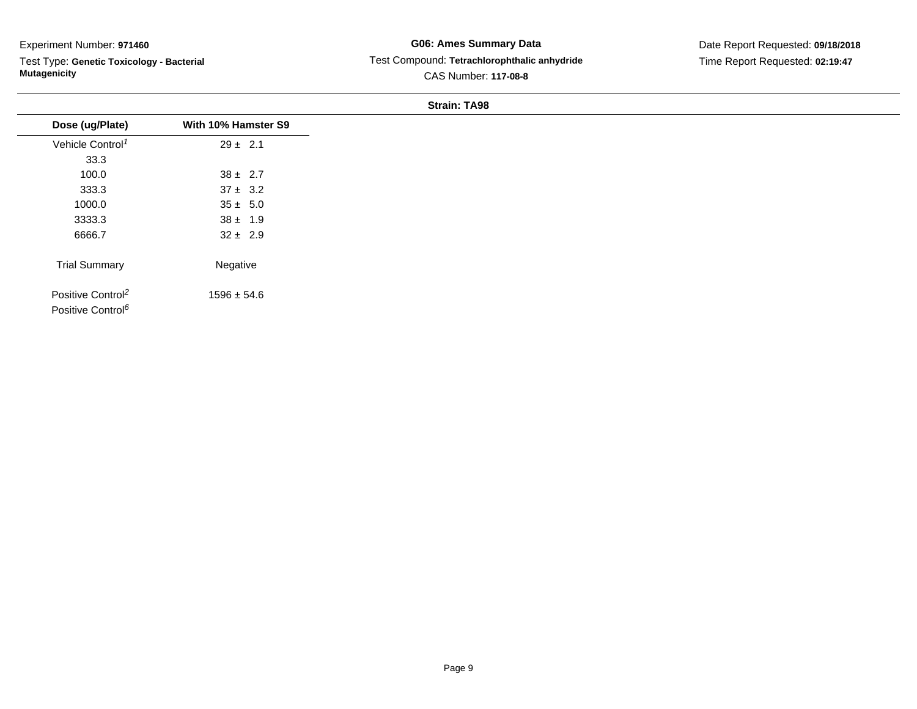Experiment Number: **971460**

Test Type: **Genetic Toxicology - Bacterial Mutagenicity**

**G06: Ames Summary Data**

Test Compound: **Tetrachlorophthalic anhydride**

CAS Number: **117-08-8**

Date Report Requested: **09/18/2018**

Time Report Requested: **02:19:47**

**Strain: TA98**

| Dose (ug/Plate) | With 10% Hamster S9 |
|---|---|
| Vehicle Control[1] | 29 ± 2.1 |
| 33.3 | |
| 100.0 | 38 ± 2.7 |
| 333.3 | 37 ± 3.2 |
| 1000.0 | 35 ± 5.0 |
| 3333.3 | 38 ± 1.9 |
| 6666.7 | 32 ± 2.9 |
| Trial Summary | Negative |
| Positive Control[2] | 1596 ± 54.6 |
| Positive Control[6] | |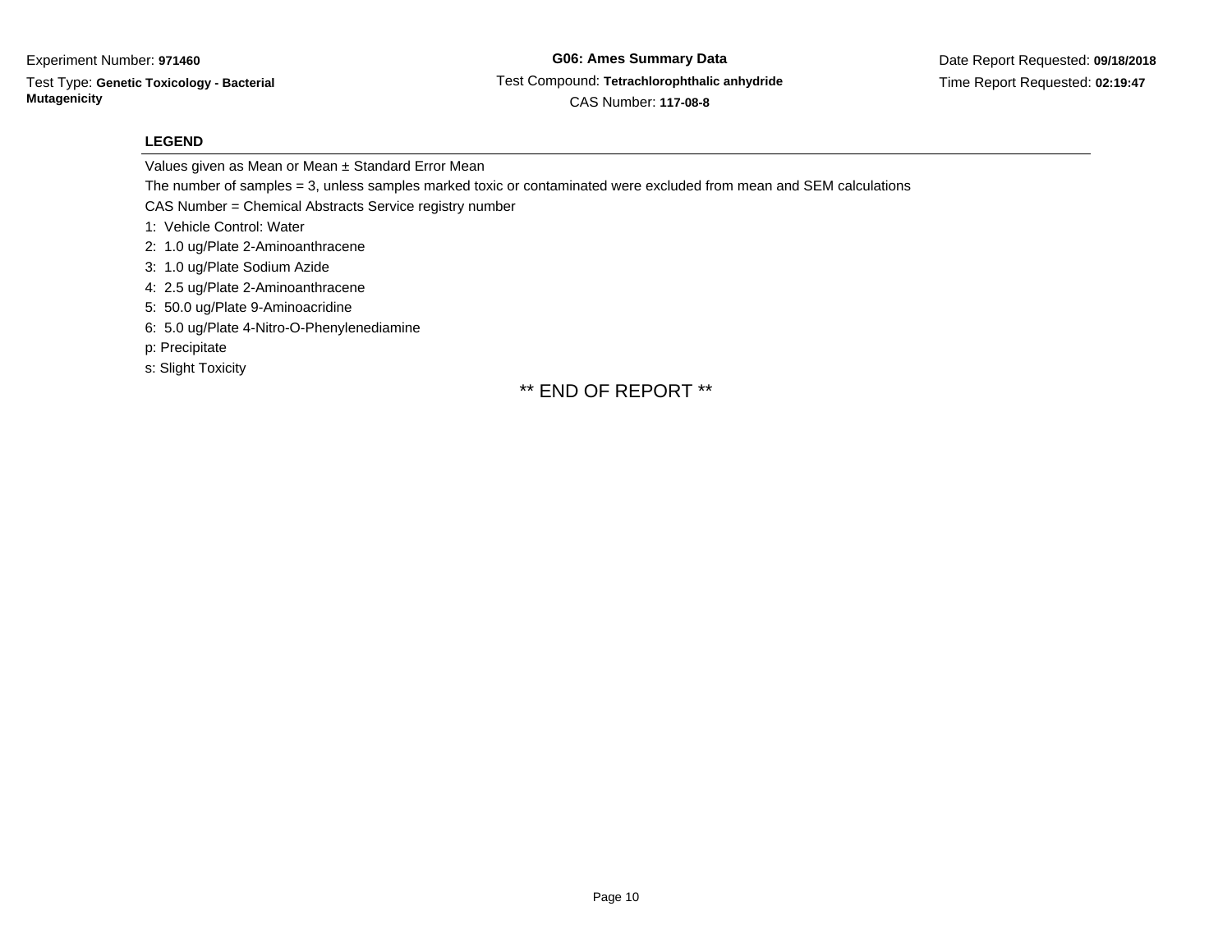Experiment Number: **971460**

Test Type: **Genetic Toxicology - Bacterial Mutagenicity**

**G06: Ames Summary Data**

Test Compound: **Tetrachlorophthalic anhydride**

CAS Number: **117-08-8**

Date Report Requested: **09/18/2018**

Time Report Requested: **02:19:47**

**LEGEND**

Values given as Mean or Mean ± Standard Error Mean

The number of samples = 3, unless samples marked toxic or contaminated were excluded from mean and SEM calculations

CAS Number = Chemical Abstracts Service registry number

1: Vehicle Control: Water

2: 1.0 ug/Plate 2-Aminoanthracene

3: 1.0 ug/Plate Sodium Azide

4: 2.5 ug/Plate 2-Aminoanthracene

5: 50.0 ug/Plate 9-Aminoacridine

6: 5.0 ug/Plate 4-Nitro-O-Phenylenediamine

p: Precipitate

s: Slight Toxicity

** END OF REPORT **